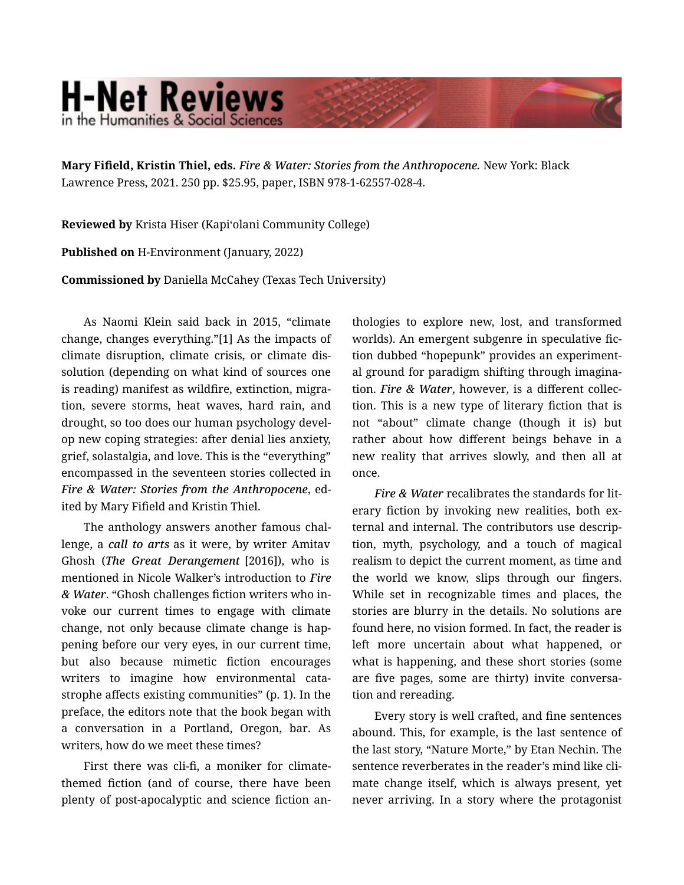**Mary Fifield, Kristin Thiel, eds.** *Fire & Water: Stories from the Anthropocene.* New York: Black Lawrence Press, 2021. 250 pp. $25.95, paper, ISBN 978-1-62557-028-4.

**Reviewed by** Krista Hiser (Kapiʻolani Community College)

**Published on** H-Environment (January, 2022)

**Commissioned by** Daniella McCahey (Texas Tech University)

As Naomi Klein said back in 2015, "climate change, changes everything."[1] As the impacts of climate disruption, climate crisis, or climate dissolution (depending on what kind of sources one is reading) manifest as wildfire, extinction, migration, severe storms, heat waves, hard rain, and drought, so too does our human psychology develop new coping strategies: after denial lies anxiety, grief, solastalgia, and love. This is the "everything" encompassed in the seventeen stories collected in ***Fire & Water: Stories from the Anthropocene***, edited by Mary Fifield and Kristin Thiel.

The anthology answers another famous challenge, a ***call to arts*** as it were, by writer Amitav Ghosh (***The Great Derangement*** [2016]), who is mentioned in Nicole Walker's introduction to ***Fire & Water***. "Ghosh challenges fiction writers who invoke our current times to engage with climate change, not only because climate change is happening before our very eyes, in our current time, but also because mimetic fiction encourages writers to imagine how environmental catastrophe affects existing communities" (p. 1). In the preface, the editors note that the book began with a conversation in a Portland, Oregon, bar. As writers, how do we meet these times?

First there was cli-fi, a moniker for climate-themed fiction (and of course, there have been plenty of post-apocalyptic and science fiction anthologies to explore new, lost, and transformed worlds). An emergent subgenre in speculative fiction dubbed "hopepunk" provides an experimental ground for paradigm shifting through imagination. ***Fire & Water***, however, is a different collection. This is a new type of literary fiction that is not "about" climate change (though it is) but rather about how different beings behave in a new reality that arrives slowly, and then all at once.

***Fire & Water*** recalibrates the standards for literary fiction by invoking new realities, both external and internal. The contributors use description, myth, psychology, and a touch of magical realism to depict the current moment, as time and the world we know, slips through our fingers. While set in recognizable times and places, the stories are blurry in the details. No solutions are found here, no vision formed. In fact, the reader is left more uncertain about what happened, or what is happening, and these short stories (some are five pages, some are thirty) invite conversation and rereading.

Every story is well crafted, and fine sentences abound. This, for example, is the last sentence of the last story, "Nature Morte," by Etan Nechin. The sentence reverberates in the reader's mind like climate change itself, which is always present, yet never arriving. In a story where the protagonist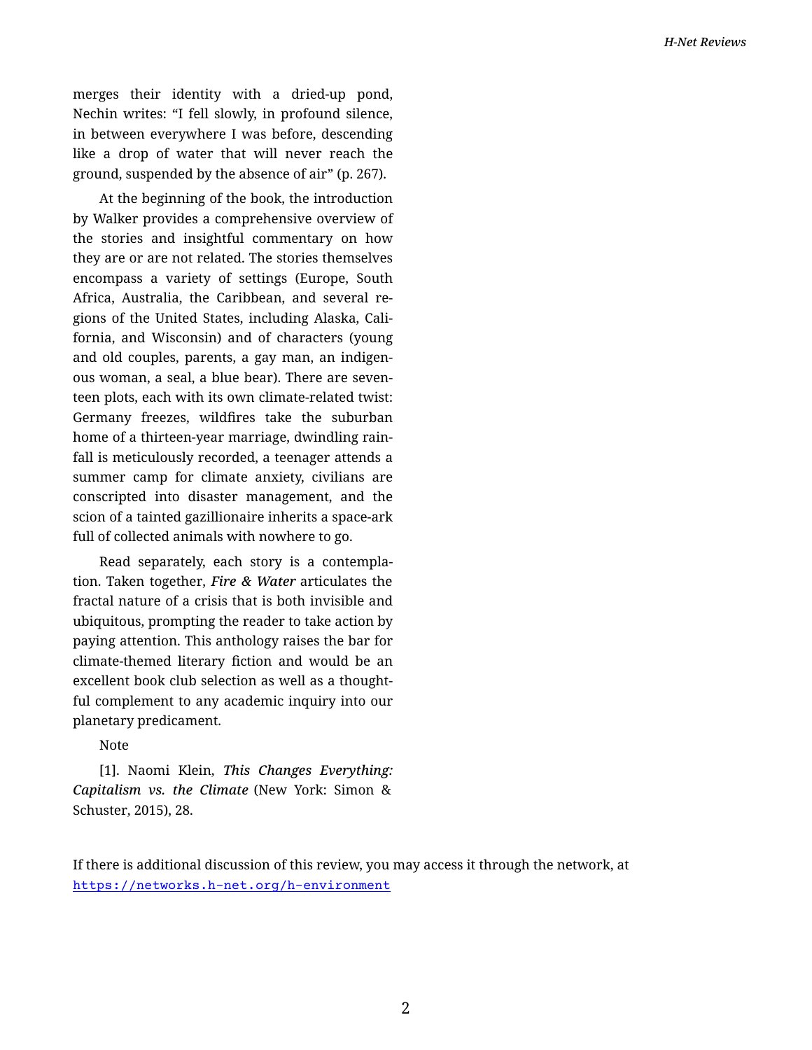merges their identity with a dried-up pond, Nechin writes: "I fell slowly, in profound silence, in between everywhere I was before, descending like a drop of water that will never reach the ground, suspended by the absence of air" (p. 267).

At the beginning of the book, the introduction by Walker provides a comprehensive overview of the stories and insightful commentary on how they are or are not related. The stories themselves encompass a variety of settings (Europe, South Africa, Australia, the Caribbean, and several regions of the United States, including Alaska, California, and Wisconsin) and of characters (young and old couples, parents, a gay man, an indigenous woman, a seal, a blue bear). There are seventeen plots, each with its own climate-related twist: Germany freezes, wildfires take the suburban home of a thirteen-year marriage, dwindling rainfall is meticulously recorded, a teenager attends a summer camp for climate anxiety, civilians are conscripted into disaster management, and the scion of a tainted gazillionaire inherits a space-ark full of collected animals with nowhere to go.

Read separately, each story is a contemplation. Taken together, ***Fire & Water*** articulates the fractal nature of a crisis that is both invisible and ubiquitous, prompting the reader to take action by paying attention. This anthology raises the bar for climate-themed literary fiction and would be an excellent book club selection as well as a thoughtful complement to any academic inquiry into our planetary predicament.

Note

[1]. Naomi Klein, ***This Changes Everything: Capitalism vs. the Climate*** (New York: Simon & Schuster, 2015), 28.

If there is additional discussion of this review, you may access it through the network, at https://networks.h-net.org/h-environment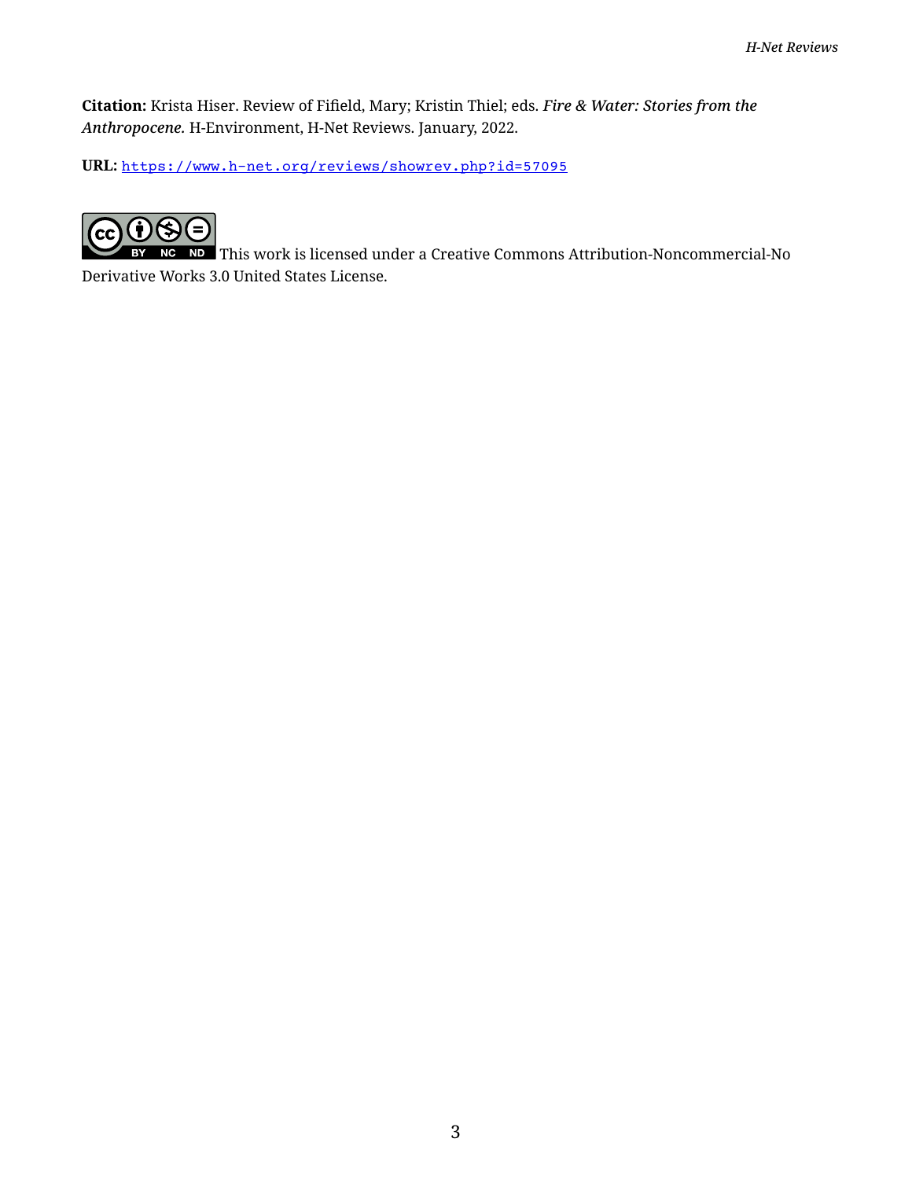**Citation:** Krista Hiser. Review of Fifield, Mary; Kristin Thiel; eds. ***Fire & Water: Stories from the Anthropocene.*** H-Environment, H-Net Reviews. January, 2022.

**URL:** https://www.h-net.org/reviews/showrev.php?id=57095

This work is licensed under a Creative Commons Attribution-Noncommercial-No Derivative Works 3.0 United States License.